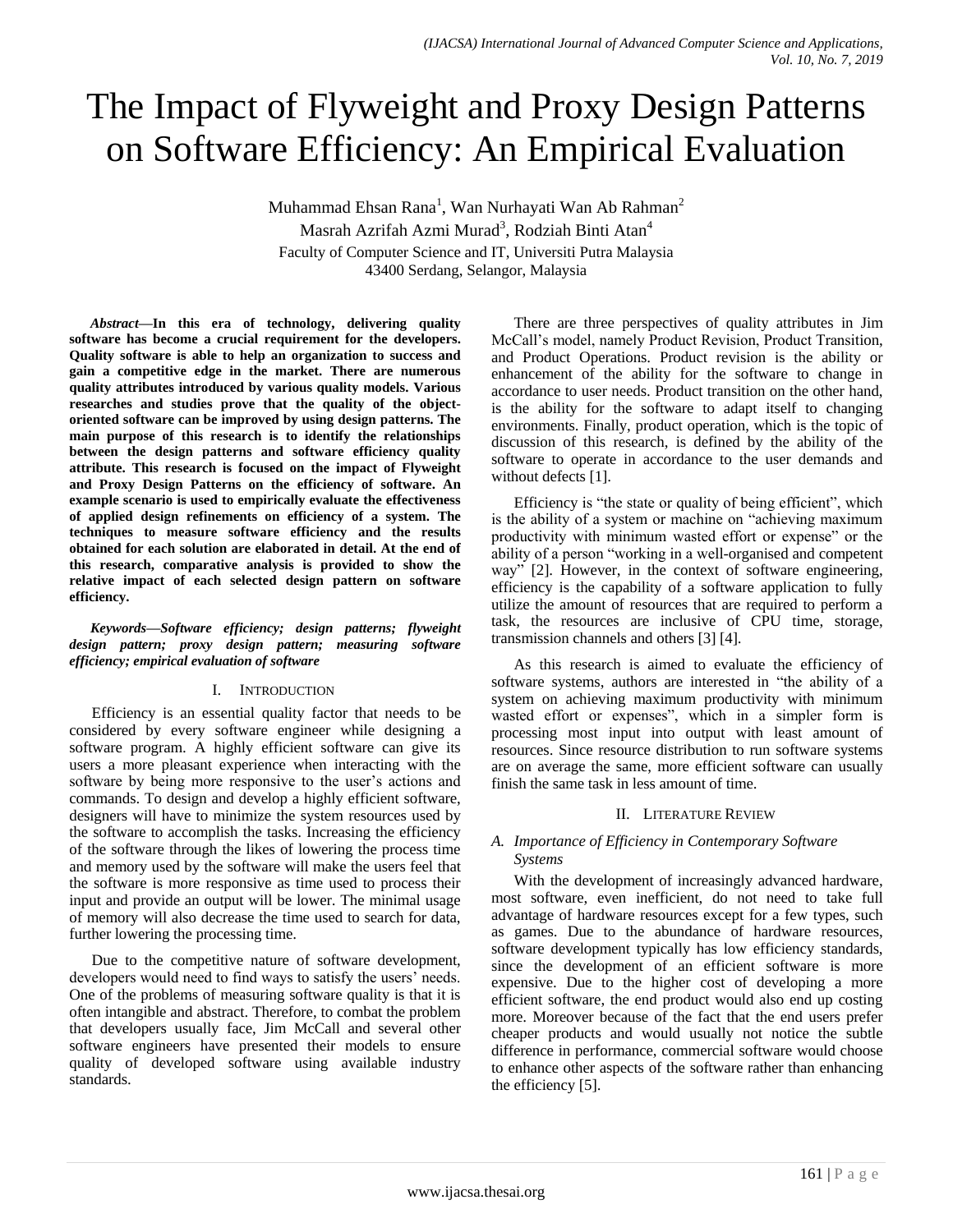# The Impact of Flyweight and Proxy Design Patterns on Software Efficiency: An Empirical Evaluation

Muhammad Ehsan Rana[1], Wan Nurhayati Wan Ab Rahman[2]
Masrah Azrifah Azmi Murad[3], Rodziah Binti Atan[4]
Faculty of Computer Science and IT, Universiti Putra Malaysia
43400 Serdang, Selangor, Malaysia

***Abstract*—In this era of technology, delivering quality software has become a crucial requirement for the developers. Quality software is able to help an organization to success and gain a competitive edge in the market. There are numerous quality attributes introduced by various quality models. Various researches and studies prove that the quality of the object-oriented software can be improved by using design patterns. The main purpose of this research is to identify the relationships between the design patterns and software efficiency quality attribute. This research is focused on the impact of Flyweight and Proxy Design Patterns on the efficiency of software. An example scenario is used to empirically evaluate the effectiveness of applied design refinements on efficiency of a system. The techniques to measure software efficiency and the results obtained for each solution are elaborated in detail. At the end of this research, comparative analysis is provided to show the relative impact of each selected design pattern on software efficiency.**

***Keywords*—*Software efficiency; design patterns; flyweight design pattern; proxy design pattern; measuring software efficiency; empirical evaluation of software***

## I. Introduction

Efficiency is an essential quality factor that needs to be considered by every software engineer while designing a software program. A highly efficient software can give its users a more pleasant experience when interacting with the software by being more responsive to the user's actions and commands. To design and develop a highly efficient software, designers will have to minimize the system resources used by the software to accomplish the tasks. Increasing the efficiency of the software through the likes of lowering the process time and memory used by the software will make the users feel that the software is more responsive as time used to process their input and provide an output will be lower. The minimal usage of memory will also decrease the time used to search for data, further lowering the processing time.

Due to the competitive nature of software development, developers would need to find ways to satisfy the users' needs. One of the problems of measuring software quality is that it is often intangible and abstract. Therefore, to combat the problem that developers usually face, Jim McCall and several other software engineers have presented their models to ensure quality of developed software using available industry standards.

There are three perspectives of quality attributes in Jim McCall's model, namely Product Revision, Product Transition, and Product Operations. Product revision is the ability or enhancement of the ability for the software to change in accordance to user needs. Product transition on the other hand, is the ability for the software to adapt itself to changing environments. Finally, product operation, which is the topic of discussion of this research, is defined by the ability of the software to operate in accordance to the user demands and without defects [1].

Efficiency is "the state or quality of being efficient", which is the ability of a system or machine on "achieving maximum productivity with minimum wasted effort or expense" or the ability of a person "working in a well-organised and competent way" [2]. However, in the context of software engineering, efficiency is the capability of a software application to fully utilize the amount of resources that are required to perform a task, the resources are inclusive of CPU time, storage, transmission channels and others [3] [4].

As this research is aimed to evaluate the efficiency of software systems, authors are interested in "the ability of a system on achieving maximum productivity with minimum wasted effort or expenses", which in a simpler form is processing most input into output with least amount of resources. Since resource distribution to run software systems are on average the same, more efficient software can usually finish the same task in less amount of time.

## II. Literature Review

### A. Importance of Efficiency in Contemporary Software Systems

With the development of increasingly advanced hardware, most software, even inefficient, do not need to take full advantage of hardware resources except for a few types, such as games. Due to the abundance of hardware resources, software development typically has low efficiency standards, since the development of an efficient software is more expensive. Due to the higher cost of developing a more efficient software, the end product would also end up costing more. Moreover because of the fact that the end users prefer cheaper products and would usually not notice the subtle difference in performance, commercial software would choose to enhance other aspects of the software rather than enhancing the efficiency [5].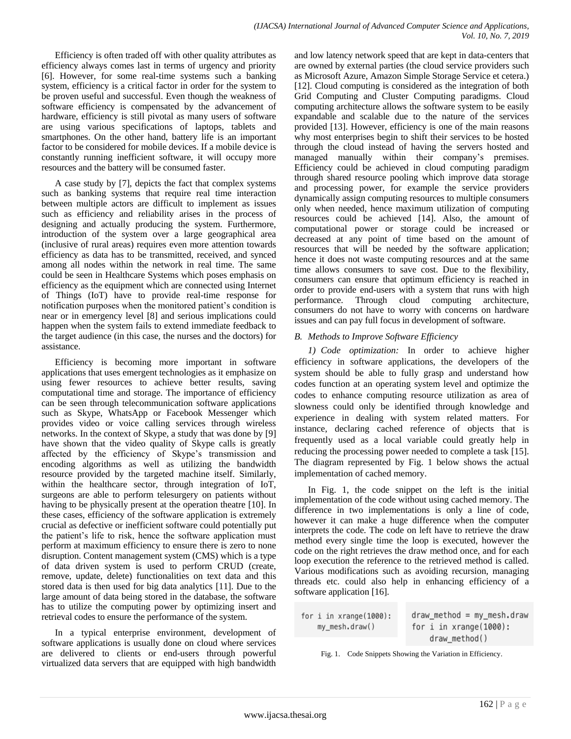Efficiency is often traded off with other quality attributes as efficiency always comes last in terms of urgency and priority [6]. However, for some real-time systems such a banking system, efficiency is a critical factor in order for the system to be proven useful and successful. Even though the weakness of software efficiency is compensated by the advancement of hardware, efficiency is still pivotal as many users of software are using various specifications of laptops, tablets and smartphones. On the other hand, battery life is an important factor to be considered for mobile devices. If a mobile device is constantly running inefficient software, it will occupy more resources and the battery will be consumed faster.

A case study by [7], depicts the fact that complex systems such as banking systems that require real time interaction between multiple actors are difficult to implement as issues such as efficiency and reliability arises in the process of designing and actually producing the system. Furthermore, introduction of the system over a large geographical area (inclusive of rural areas) requires even more attention towards efficiency as data has to be transmitted, received, and synced among all nodes within the network in real time. The same could be seen in Healthcare Systems which poses emphasis on efficiency as the equipment which are connected using Internet of Things (IoT) have to provide real-time response for notification purposes when the monitored patient's condition is near or in emergency level [8] and serious implications could happen when the system fails to extend immediate feedback to the target audience (in this case, the nurses and the doctors) for assistance.

Efficiency is becoming more important in software applications that uses emergent technologies as it emphasize on using fewer resources to achieve better results, saving computational time and storage. The importance of efficiency can be seen through telecommunication software applications such as Skype, WhatsApp or Facebook Messenger which provides video or voice calling services through wireless networks. In the context of Skype, a study that was done by [9] have shown that the video quality of Skype calls is greatly affected by the efficiency of Skype's transmission and encoding algorithms as well as utilizing the bandwidth resource provided by the targeted machine itself. Similarly, within the healthcare sector, through integration of IoT, surgeons are able to perform telesurgery on patients without having to be physically present at the operation theatre [10]. In these cases, efficiency of the software application is extremely crucial as defective or inefficient software could potentially put the patient's life to risk, hence the software application must perform at maximum efficiency to ensure there is zero to none disruption. Content management system (CMS) which is a type of data driven system is used to perform CRUD (create, remove, update, delete) functionalities on text data and this stored data is then used for big data analytics [11]. Due to the large amount of data being stored in the database, the software has to utilize the computing power by optimizing insert and retrieval codes to ensure the performance of the system.

In a typical enterprise environment, development of software applications is usually done on cloud where services are delivered to clients or end-users through powerful virtualized data servers that are equipped with high bandwidth and low latency network speed that are kept in data-centers that are owned by external parties (the cloud service providers such as Microsoft Azure, Amazon Simple Storage Service et cetera.) [12]. Cloud computing is considered as the integration of both Grid Computing and Cluster Computing paradigms. Cloud computing architecture allows the software system to be easily expandable and scalable due to the nature of the services provided [13]. However, efficiency is one of the main reasons why most enterprises begin to shift their services to be hosted through the cloud instead of having the servers hosted and managed manually within their company's premises. Efficiency could be achieved in cloud computing paradigm through shared resource pooling which improve data storage and processing power, for example the service providers dynamically assign computing resources to multiple consumers only when needed, hence maximum utilization of computing resources could be achieved [14]. Also, the amount of computational power or storage could be increased or decreased at any point of time based on the amount of resources that will be needed by the software application; hence it does not waste computing resources and at the same time allows consumers to save cost. Due to the flexibility, consumers can ensure that optimum efficiency is reached in order to provide end-users with a system that runs with high performance. Through cloud computing architecture, consumers do not have to worry with concerns on hardware issues and can pay full focus in development of software.

### B. Methods to Improve Software Efficiency

*1) Code optimization:* In order to achieve higher efficiency in software applications, the developers of the system should be able to fully grasp and understand how codes function at an operating system level and optimize the codes to enhance computing resource utilization as area of slowness could only be identified through knowledge and experience in dealing with system related matters. For instance, declaring cached reference of objects that is frequently used as a local variable could greatly help in reducing the processing power needed to complete a task [15]. The diagram represented by Fig. 1 below shows the actual implementation of cached memory.

In Fig. 1, the code snippet on the left is the initial implementation of the code without using cached memory. The difference in two implementations is only a line of code, however it can make a huge difference when the computer interprets the code. The code on left have to retrieve the draw method every single time the loop is executed, however the code on the right retrieves the draw method once, and for each loop execution the reference to the retrieved method is called. Various modifications such as avoiding recursion, managing threads etc. could also help in enhancing efficiency of a software application [16].

```
for i in xrange(1000):
    my_mesh.draw()
```

```
draw_method = my_mesh.draw
for i in xrange(1000):
    draw_method()
```

Fig. 1. Code Snippets Showing the Variation in Efficiency.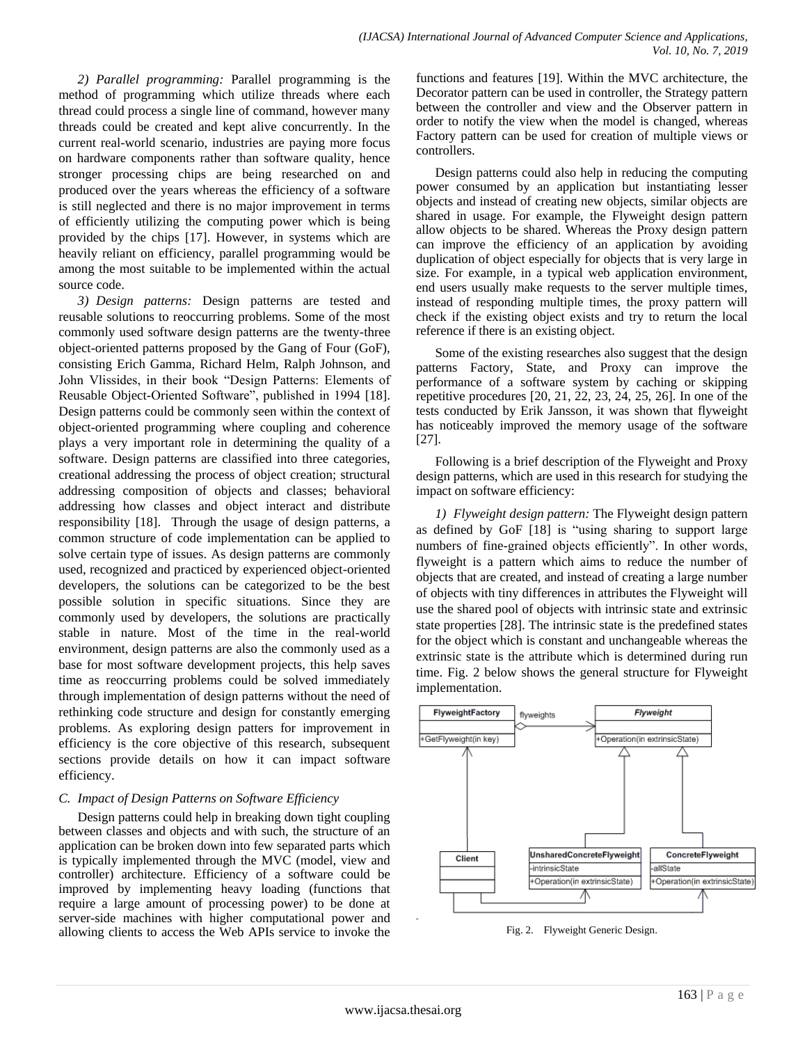*2) Parallel programming:* Parallel programming is the method of programming which utilize threads where each thread could process a single line of command, however many threads could be created and kept alive concurrently. In the current real-world scenario, industries are paying more focus on hardware components rather than software quality, hence stronger processing chips are being researched on and produced over the years whereas the efficiency of a software is still neglected and there is no major improvement in terms of efficiently utilizing the computing power which is being provided by the chips [17]. However, in systems which are heavily reliant on efficiency, parallel programming would be among the most suitable to be implemented within the actual source code.

*3) Design patterns:* Design patterns are tested and reusable solutions to reoccurring problems. Some of the most commonly used software design patterns are the twenty-three object-oriented patterns proposed by the Gang of Four (GoF), consisting Erich Gamma, Richard Helm, Ralph Johnson, and John Vlissides, in their book "Design Patterns: Elements of Reusable Object-Oriented Software", published in 1994 [18]. Design patterns could be commonly seen within the context of object-oriented programming where coupling and coherence plays a very important role in determining the quality of a software. Design patterns are classified into three categories, creational addressing the process of object creation; structural addressing composition of objects and classes; behavioral addressing how classes and object interact and distribute responsibility [18]. Through the usage of design patterns, a common structure of code implementation can be applied to solve certain type of issues. As design patterns are commonly used, recognized and practiced by experienced object-oriented developers, the solutions can be categorized to be the best possible solution in specific situations. Since they are commonly used by developers, the solutions are practically stable in nature. Most of the time in the real-world environment, design patterns are also the commonly used as a base for most software development projects, this help saves time as reoccurring problems could be solved immediately through implementation of design patterns without the need of rethinking code structure and design for constantly emerging problems. As exploring design patters for improvement in efficiency is the core objective of this research, subsequent sections provide details on how it can impact software efficiency.

### *C. Impact of Design Patterns on Software Efficiency*

Design patterns could help in breaking down tight coupling between classes and objects and with such, the structure of an application can be broken down into few separated parts which is typically implemented through the MVC (model, view and controller) architecture. Efficiency of a software could be improved by implementing heavy loading (functions that require a large amount of processing power) to be done at server-side machines with higher computational power and allowing clients to access the Web APIs service to invoke the functions and features [19]. Within the MVC architecture, the Decorator pattern can be used in controller, the Strategy pattern between the controller and view and the Observer pattern in order to notify the view when the model is changed, whereas Factory pattern can be used for creation of multiple views or controllers.

Design patterns could also help in reducing the computing power consumed by an application but instantiating lesser objects and instead of creating new objects, similar objects are shared in usage. For example, the Flyweight design pattern allow objects to be shared. Whereas the Proxy design pattern can improve the efficiency of an application by avoiding duplication of object especially for objects that is very large in size. For example, in a typical web application environment, end users usually make requests to the server multiple times, instead of responding multiple times, the proxy pattern will check if the existing object exists and try to return the local reference if there is an existing object.

Some of the existing researches also suggest that the design patterns Factory, State, and Proxy can improve the performance of a software system by caching or skipping repetitive procedures [20, 21, 22, 23, 24, 25, 26]. In one of the tests conducted by Erik Jansson, it was shown that flyweight has noticeably improved the memory usage of the software [27].

Following is a brief description of the Flyweight and Proxy design patterns, which are used in this research for studying the impact on software efficiency:

*1) Flyweight design pattern:* The Flyweight design pattern as defined by GoF [18] is "using sharing to support large numbers of fine-grained objects efficiently". In other words, flyweight is a pattern which aims to reduce the number of objects that are created, and instead of creating a large number of objects with tiny differences in attributes the Flyweight will use the shared pool of objects with intrinsic state and extrinsic state properties [28]. The intrinsic state is the predefined states for the object which is constant and unchangeable whereas the extrinsic state is the attribute which is determined during run time. Fig. 2 below shows the general structure for Flyweight implementation.

Fig. 2. Flyweight Generic Design.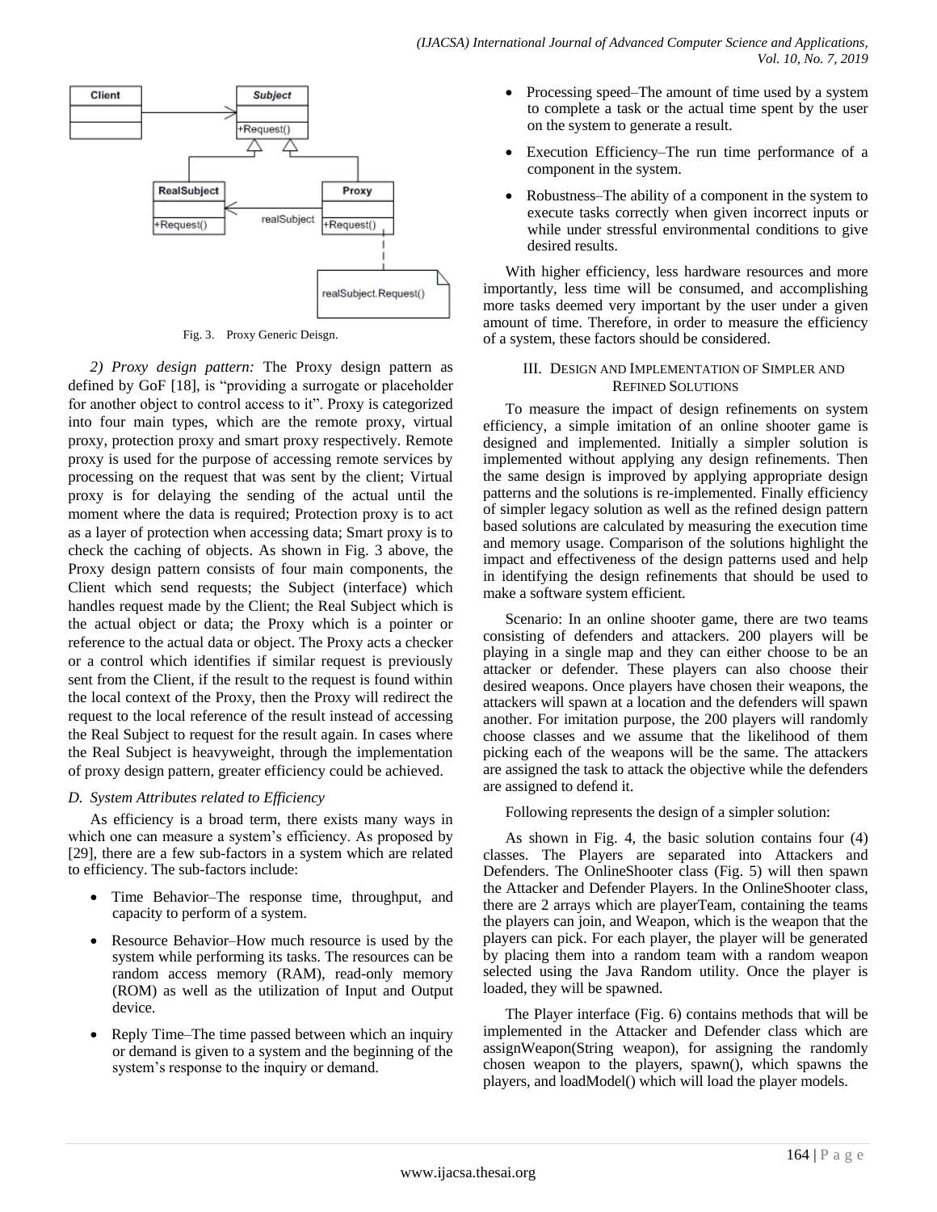Fig. 3. Proxy Generic Deisgn.

*2) Proxy design pattern:* The Proxy design pattern as defined by GoF [18], is "providing a surrogate or placeholder for another object to control access to it". Proxy is categorized into four main types, which are the remote proxy, virtual proxy, protection proxy and smart proxy respectively. Remote proxy is used for the purpose of accessing remote services by processing on the request that was sent by the client; Virtual proxy is for delaying the sending of the actual until the moment where the data is required; Protection proxy is to act as a layer of protection when accessing data; Smart proxy is to check the caching of objects. As shown in Fig. 3 above, the Proxy design pattern consists of four main components, the Client which send requests; the Subject (interface) which handles request made by the Client; the Real Subject which is the actual object or data; the Proxy which is a pointer or reference to the actual data or object. The Proxy acts a checker or a control which identifies if similar request is previously sent from the Client, if the result to the request is found within the local context of the Proxy, then the Proxy will redirect the request to the local reference of the result instead of accessing the Real Subject to request for the result again. In cases where the Real Subject is heavyweight, through the implementation of proxy design pattern, greater efficiency could be achieved.

### *D. System Attributes related to Efficiency*

As efficiency is a broad term, there exists many ways in which one can measure a system's efficiency. As proposed by [29], there are a few sub-factors in a system which are related to efficiency. The sub-factors include:

- Time Behavior–The response time, throughput, and capacity to perform of a system.
- Resource Behavior–How much resource is used by the system while performing its tasks. The resources can be random access memory (RAM), read-only memory (ROM) as well as the utilization of Input and Output device.
- Reply Time–The time passed between which an inquiry or demand is given to a system and the beginning of the system's response to the inquiry or demand.
- Processing speed–The amount of time used by a system to complete a task or the actual time spent by the user on the system to generate a result.
- Execution Efficiency–The run time performance of a component in the system.
- Robustness–The ability of a component in the system to execute tasks correctly when given incorrect inputs or while under stressful environmental conditions to give desired results.

With higher efficiency, less hardware resources and more importantly, less time will be consumed, and accomplishing more tasks deemed very important by the user under a given amount of time. Therefore, in order to measure the efficiency of a system, these factors should be considered.

## III. Design and Implementation of Simpler and Refined Solutions

To measure the impact of design refinements on system efficiency, a simple imitation of an online shooter game is designed and implemented. Initially a simpler solution is implemented without applying any design refinements. Then the same design is improved by applying appropriate design patterns and the solutions is re-implemented. Finally efficiency of simpler legacy solution as well as the refined design pattern based solutions are calculated by measuring the execution time and memory usage. Comparison of the solutions highlight the impact and effectiveness of the design patterns used and help in identifying the design refinements that should be used to make a software system efficient.

Scenario: In an online shooter game, there are two teams consisting of defenders and attackers. 200 players will be playing in a single map and they can either choose to be an attacker or defender. These players can also choose their desired weapons. Once players have chosen their weapons, the attackers will spawn at a location and the defenders will spawn another. For imitation purpose, the 200 players will randomly choose classes and we assume that the likelihood of them picking each of the weapons will be the same. The attackers are assigned the task to attack the objective while the defenders are assigned to defend it.

Following represents the design of a simpler solution:

As shown in Fig. 4, the basic solution contains four (4) classes. The Players are separated into Attackers and Defenders. The OnlineShooter class (Fig. 5) will then spawn the Attacker and Defender Players. In the OnlineShooter class, there are 2 arrays which are playerTeam, containing the teams the players can join, and Weapon, which is the weapon that the players can pick. For each player, the player will be generated by placing them into a random team with a random weapon selected using the Java Random utility. Once the player is loaded, they will be spawned.

The Player interface (Fig. 6) contains methods that will be implemented in the Attacker and Defender class which are assignWeapon(String weapon), for assigning the randomly chosen weapon to the players, spawn(), which spawns the players, and loadModel() which will load the player models.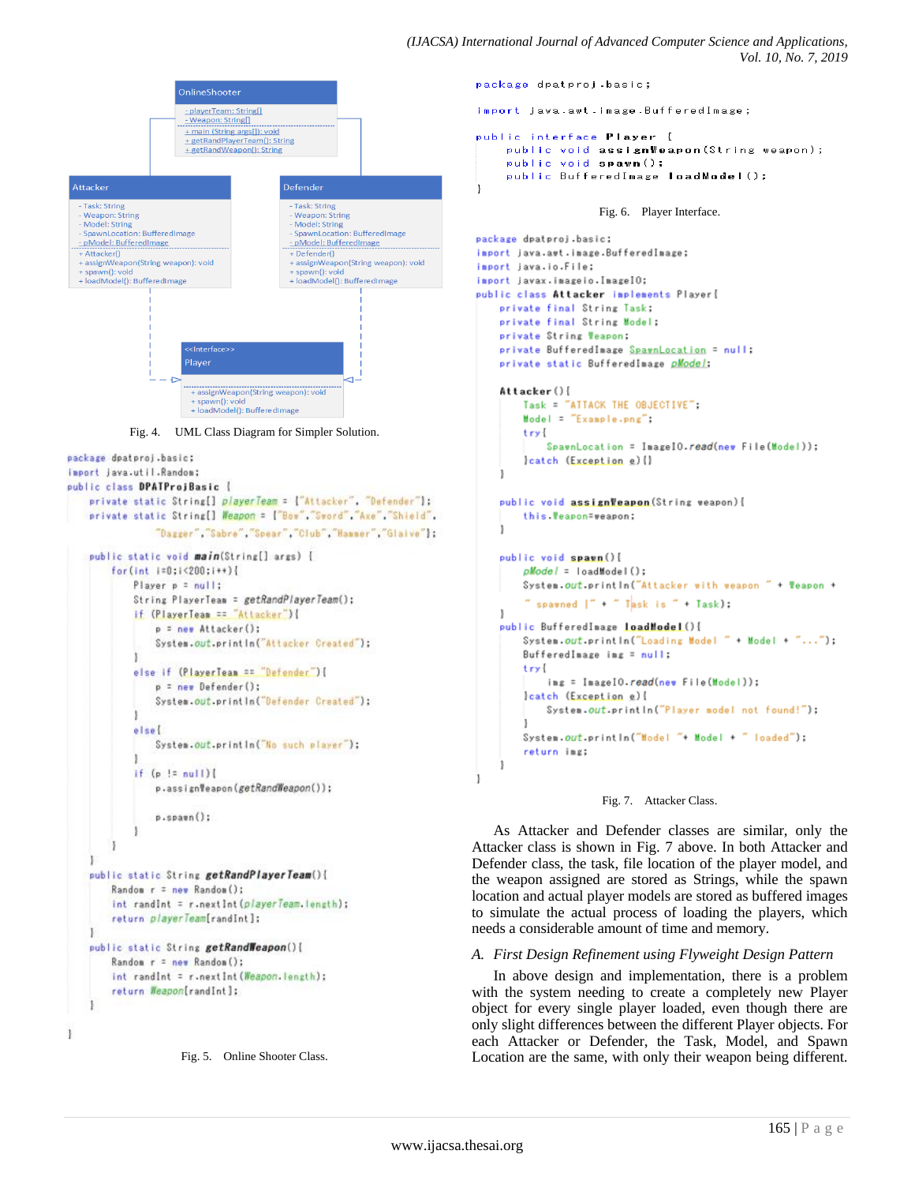OnlineShooter

- playerTeam: String[]
- Weapon: String[]

+ main (String args[]): void
+ getRandPlayerTeam(): String
+ getRandWeapon(): String

Attacker

- Task: String
- Weapon: String
- Model: String
- SpawnLocation: BufferedImage
- pModel: BufferedImage

+ Attacker()
+ assignWeapon(String weapon): void
+ spawn(): void
+ loadModel(): BufferedImage

Defender

- Task: String
- Weapon: String
- Model: String
- SpawnLocation: BufferedImage
- pModel: BufferedImage

+ Defender()
+ assignWeapon(String weapon): void
+ spawn(): void
+ loadModel(): BufferedImage

<<Interface>>
Player

+ assignWeapon(String weapon): void
+ spawn(): void
+ loadModel(): BufferedImage

Fig. 4. UML Class Diagram for Simpler Solution.

```
package dpatproj.basic;
import java.util.Random;
public class DPATProjBasic {
    private static String[] playerTeam = {"Attacker", "Defender"};
    private static String[] Weapon = {"Bow","Sword","Axe","Shield",
        "Dagger","Sabre","Spear","Club","Hammer","Glaive"};

    public static void main(String[] args) {
        for(int i=0;i<200;i++){
            Player p = null;
            String PlayerTeam = getRandPlayerTeam();
            if (PlayerTeam == "Attacker"){
                p = new Attacker();
                System.out.println("Attacker Created");
            }
            else if (PlayerTeam == "Defender"){
                p = new Defender();
                System.out.println("Defender Created");
            }
            else{
                System.out.println("No such player");
            }
            if (p != null){
                p.assignWeapon(getRandWeapon());

                p.spawn();
            }
        }
    }
    public static String getRandPlayerTeam(){
        Random r = new Random();
        int randInt = r.nextInt(playerTeam.length);
        return playerTeam[randInt];
    }
    public static String getRandWeapon(){
        Random r = new Random();
        int randInt = r.nextInt(Weapon.length);
        return Weapon[randInt];
    }

}
```

Fig. 5. Online Shooter Class.

```
package dpatproj.basic;

import java.awt.image.BufferedImage;

public interface Player {
    public void assignWeapon(String weapon);
    public void spawn();
    public BufferedImage loadModel();
}
```

Fig. 6. Player Interface.

```
package dpatproj.basic;
import java.awt.image.BufferedImage;
import java.io.File;
import javax.imageio.ImageIO;
public class Attacker implements Player{
    private final String Task;
    private final String Model;
    private String Weapon;
    private BufferedImage SpawnLocation = null;
    private static BufferedImage pModel;

    Attacker(){
        Task = "ATTACK THE OBJECTIVE";
        Model = "Example.png";
        try{
            SpawnLocation = ImageIO.read(new File(Model));
        }catch (Exception e){}
    }

    public void assignWeapon(String weapon){
        this.Weapon=weapon;
    }

    public void spawn(){
        pModel = loadModel();
        System.out.println("Attacker with weapon " + Weapon +
        " spawned |" + " Task is " + Task);
    }
    public BufferedImage loadModel(){
        System.out.println("Loading Model " + Model + "...");
        BufferedImage img = null;
        try{
            img = ImageIO.read(new File(Model));
        }catch (Exception e){
            System.out.println("Player model not found!");
        }
        System.out.println("Model "+ Model + " loaded");
        return img;
    }
}
```

Fig. 7. Attacker Class.

As Attacker and Defender classes are similar, only the Attacker class is shown in Fig. 7 above. In both Attacker and Defender class, the task, file location of the player model, and the weapon assigned are stored as Strings, while the spawn location and actual player models are stored as buffered images to simulate the actual process of loading the players, which needs a considerable amount of time and memory.

### *A. First Design Refinement using Flyweight Design Pattern*

In above design and implementation, there is a problem with the system needing to create a completely new Player object for every single player loaded, even though there are only slight differences between the different Player objects. For each Attacker or Defender, the Task, Model, and Spawn Location are the same, with only their weapon being different.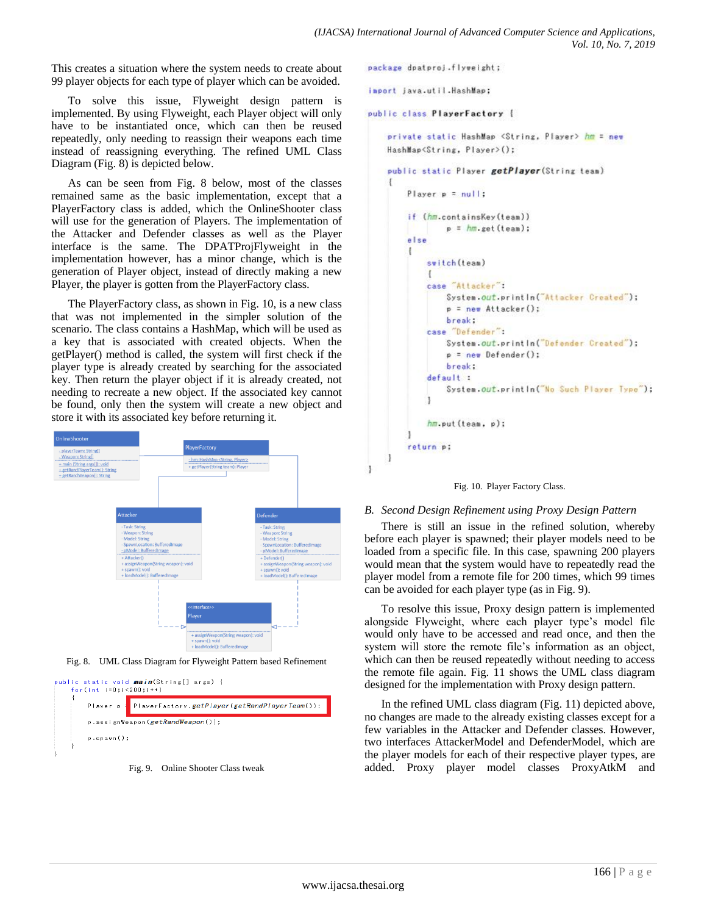This creates a situation where the system needs to create about 99 player objects for each type of player which can be avoided.

To solve this issue, Flyweight design pattern is implemented. By using Flyweight, each Player object will only have to be instantiated once, which can then be reused repeatedly, only needing to reassign their weapons each time instead of reassigning everything. The refined UML Class Diagram (Fig. 8) is depicted below.

As can be seen from Fig. 8 below, most of the classes remained same as the basic implementation, except that a PlayerFactory class is added, which the OnlineShooter class will use for the generation of Players. The implementation of the Attacker and Defender classes as well as the Player interface is the same. The DPATProjFlyweight in the implementation however, has a minor change, which is the generation of Player object, instead of directly making a new Player, the player is gotten from the PlayerFactory class.

The PlayerFactory class, as shown in Fig. 10, is a new class that was not implemented in the simpler solution of the scenario. The class contains a HashMap, which will be used as a key that is associated with created objects. When the getPlayer() method is called, the system will first check if the player type is already created by searching for the associated key. Then return the player object if it is already created, not needing to recreate a new object. If the associated key cannot be found, only then the system will create a new object and store it with its associated key before returning it.

Fig. 8. UML Class Diagram for Flyweight Pattern based Refinement

```
public static void main(String[] args) {
    for(int i=0;i<200;i++)
    {
        Player p = PlayerFactory.getPlayer(getRandPlayerTeam());
        p.assignWeapon(getRandWeapon());
        p.spawn();
    }
}
```

Fig. 9. Online Shooter Class tweak

```
package dpatproj.flyweight;

import java.util.HashMap;

public class PlayerFactory {

    private static HashMap <String, Player> hm = new
    HashMap<String, Player>();

    public static Player getPlayer(String team)
    {
        Player p = null;

        if (hm.containsKey(team))
            p = hm.get(team);
        else
        {
            switch(team)
            {
            case "Attacker":
                System.out.println("Attacker Created");
                p = new Attacker();
                break;
            case "Defender":
                System.out.println("Defender Created");
                p = new Defender();
                break;
            default :
                System.out.println("No Such Player Type");
            }

            hm.put(team, p);
        }
        return p;
    }
}
```

Fig. 10. Player Factory Class.

### B. Second Design Refinement using Proxy Design Pattern

There is still an issue in the refined solution, whereby before each player is spawned; their player models need to be loaded from a specific file. In this case, spawning 200 players would mean that the system would have to repeatedly read the player model from a remote file for 200 times, which 99 times can be avoided for each player type (as in Fig. 9).

To resolve this issue, Proxy design pattern is implemented alongside Flyweight, where each player type's model file would only have to be accessed and read once, and then the system will store the remote file's information as an object, which can then be reused repeatedly without needing to access the remote file again. Fig. 11 shows the UML class diagram designed for the implementation with Proxy design pattern.

In the refined UML class diagram (Fig. 11) depicted above, no changes are made to the already existing classes except for a few variables in the Attacker and Defender classes. However, two interfaces AttackerModel and DefenderModel, which are the player models for each of their respective player types, are added. Proxy player model classes ProxyAtkM and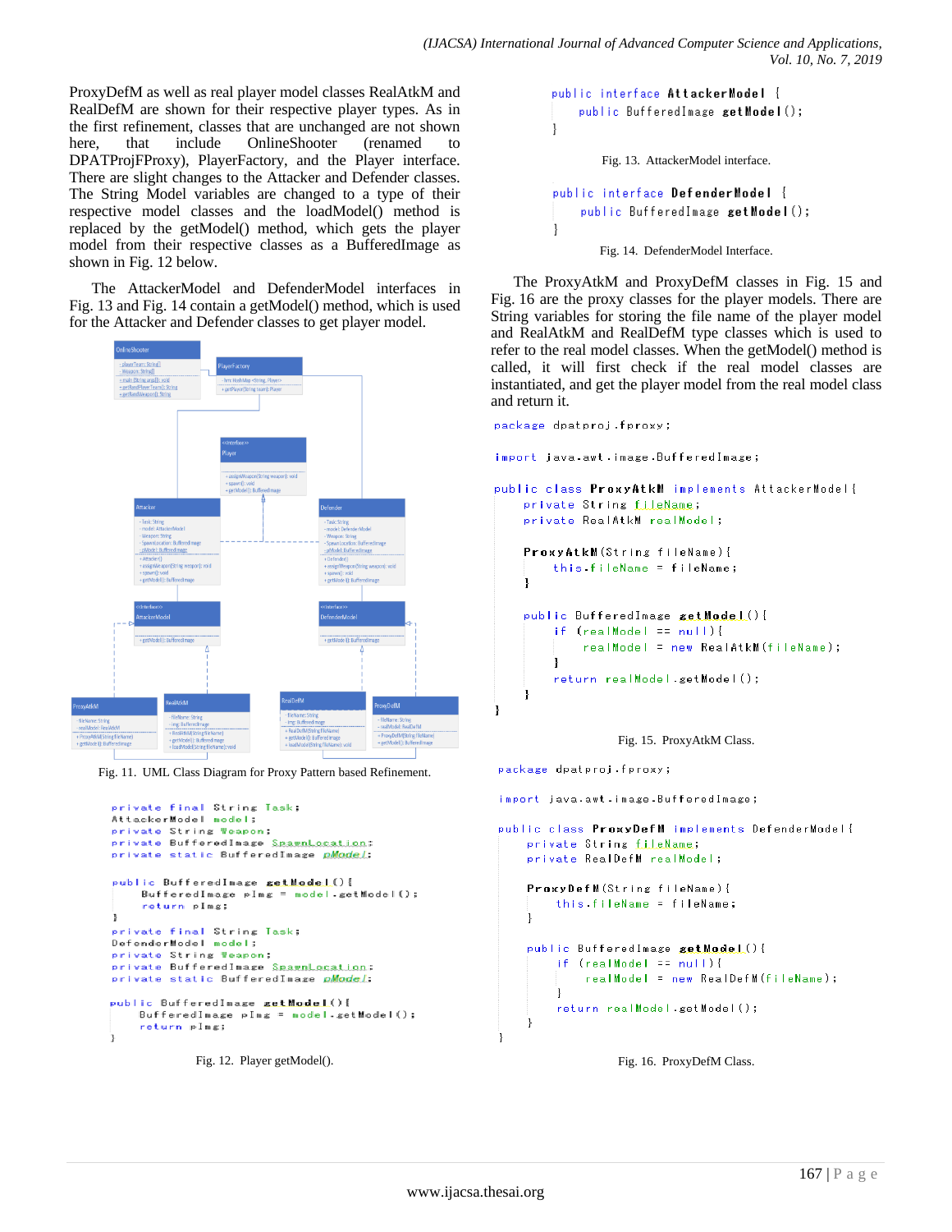ProxyDefM as well as real player model classes RealAtkM and RealDefM are shown for their respective player types. As in the first refinement, classes that are unchanged are not shown here, that include OnlineShooter (renamed to DPATProjFProxy), PlayerFactory, and the Player interface. There are slight changes to the Attacker and Defender classes. The String Model variables are changed to a type of their respective model classes and the loadModel() method is replaced by the getModel() method, which gets the player model from their respective classes as a BufferedImage as shown in Fig. 12 below.

The AttackerModel and DefenderModel interfaces in Fig. 13 and Fig. 14 contain a getModel() method, which is used for the Attacker and Defender classes to get player model.

Fig. 11. UML Class Diagram for Proxy Pattern based Refinement.

```
private final String Task;
AttackerModel model;
private String Weapon;
private BufferedImage SpawnLocation;
private static BufferedImage pModel;

public BufferedImage getModel(){
    BufferedImage pImg = model.getModel();
    return pImg;
}
private final String Task;
DefenderModel model;
private String Weapon;
private BufferedImage SpawnLocation;
private static BufferedImage pModel;

public BufferedImage getModel(){
    BufferedImage pImg = model.getModel();
    return pImg;
}
```

Fig. 12. Player getModel().

```
public interface AttackerModel {
    public BufferedImage getModel();
}
```

Fig. 13. AttackerModel interface.

```
public interface DefenderModel {
    public BufferedImage getModel();
}
```

Fig. 14. DefenderModel Interface.

The ProxyAtkM and ProxyDefM classes in Fig. 15 and Fig. 16 are the proxy classes for the player models. There are String variables for storing the file name of the player model and RealAtkM and RealDefM type classes which is used to refer to the real model classes. When the getModel() method is called, it will first check if the real model classes are instantiated, and get the player model from the real model class and return it.

```
package dpatproj.fproxy;

import java.awt.image.BufferedImage;

public class ProxyAtkM implements AttackerModel{
    private String fileName;
    private RealAtkM realModel;

    ProxyAtkM(String fileName){
        this.fileName = fileName;
    }

    public BufferedImage getModel(){
        if (realModel == null){
            realModel = new RealAtkM(fileName);
        }
        return realModel.getModel();
    }
}
```

Fig. 15. ProxyAtkM Class.

```
package dpatproj.fproxy;

import java.awt.image.BufferedImage;

public class ProxyDefM implements DefenderModel{
    private String fileName;
    private RealDefM realModel;

    ProxyDefM(String fileName){
        this.fileName = fileName;
    }

    public BufferedImage getModel(){
        if (realModel == null){
            realModel = new RealDefM(fileName);
        }
        return realModel.getModel();
    }
}
```

Fig. 16. ProxyDefM Class.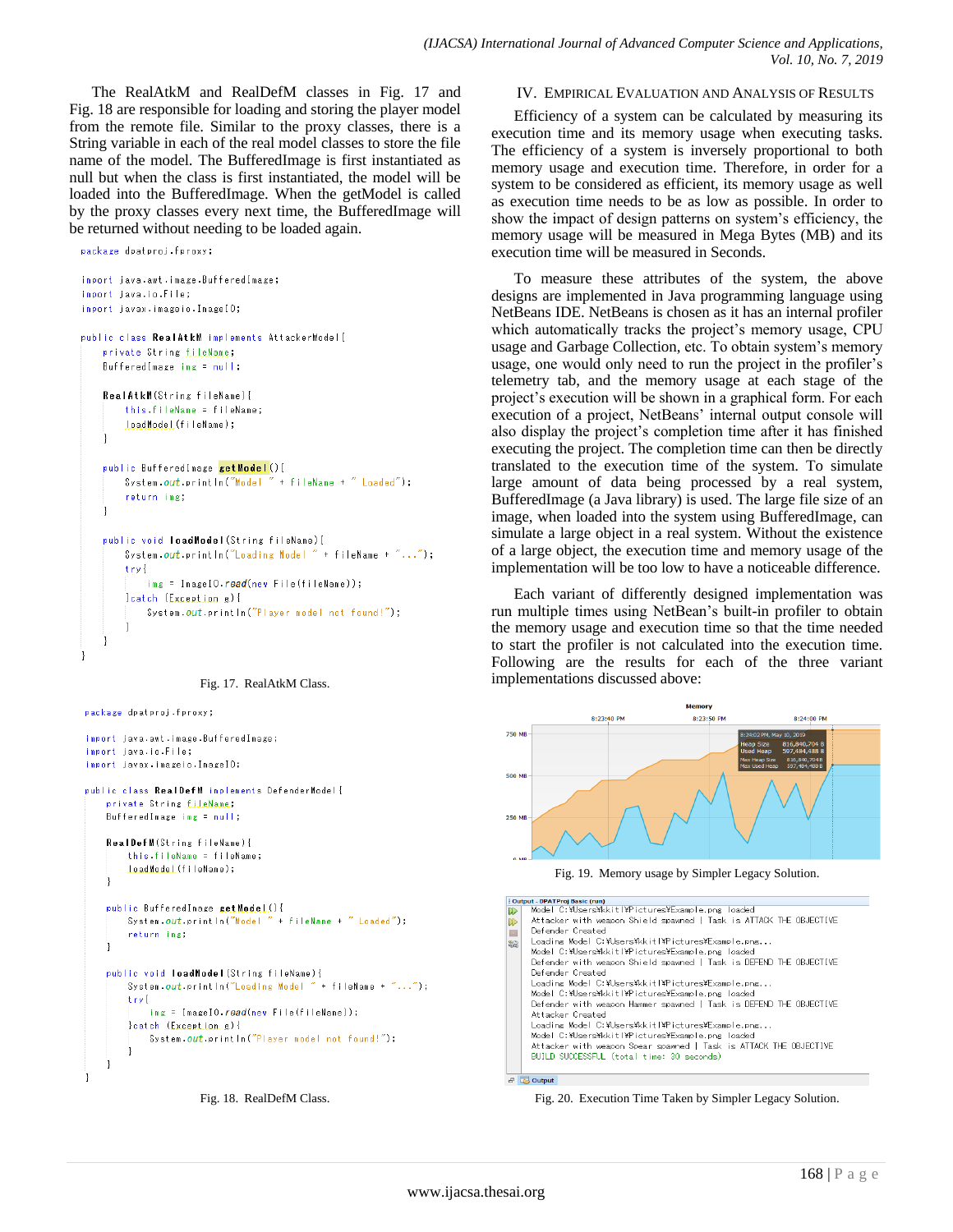The RealAtkM and RealDefM classes in Fig. 17 and Fig. 18 are responsible for loading and storing the player model from the remote file. Similar to the proxy classes, there is a String variable in each of the real model classes to store the file name of the model. The BufferedImage is first instantiated as null but when the class is first instantiated, the model will be loaded into the BufferedImage. When the getModel is called by the proxy classes every next time, the BufferedImage will be returned without needing to be loaded again.

```
package dpatproj.fproxy;

import java.awt.image.BufferedImage;
import java.io.File;
import javax.imageio.ImageIO;

public class RealAtkM implements AttackerModel{
    private String fileName;
    BufferedImage img = null;

    RealAtkM(String fileName){
        this.fileName = fileName;
        loadModel(fileName);
    }

    public BufferedImage getModel(){
        System.out.println("Model " + fileName + " Loaded");
        return img;
    }

    public void loadModel(String fileName){
        System.out.println("Loading Model " + fileName + "...");
        try{
            img = ImageIO.read(new File(fileName));
        }catch (Exception e){
            System.out.println("Player model not found!");
        }
    }
}
```

Fig. 17. RealAtkM Class.

```
package dpatproj.fproxy;

import java.awt.image.BufferedImage;
import java.io.File;
import javax.imageio.ImageIO;

public class RealDefM implements DefenderModel{
    private String fileName;
    BufferedImage img = null;

    RealDefM(String fileName){
        this.fileName = fileName;
        loadModel(fileName);
    }

    public BufferedImage getModel(){
        System.out.println("Model " + fileName + " Loaded");
        return img;
    }

    public void loadModel(String fileName){
        System.out.println("Loading Model " + fileName + "...");
        try{
            img = ImageIO.read(new File(fileName));
        }catch (Exception e){
            System.out.println("Player model not found!");
        }
    }
}
```

Fig. 18. RealDefM Class.

## IV. Empirical Evaluation and Analysis of Results

Efficiency of a system can be calculated by measuring its execution time and its memory usage when executing tasks. The efficiency of a system is inversely proportional to both memory usage and execution time. Therefore, in order for a system to be considered as efficient, its memory usage as well as execution time needs to be as low as possible. In order to show the impact of design patterns on system's efficiency, the memory usage will be measured in Mega Bytes (MB) and its execution time will be measured in Seconds.

To measure these attributes of the system, the above designs are implemented in Java programming language using NetBeans IDE. NetBeans is chosen as it has an internal profiler which automatically tracks the project's memory usage, CPU usage and Garbage Collection, etc. To obtain system's memory usage, one would only need to run the project in the profiler's telemetry tab, and the memory usage at each stage of the project's execution will be shown in a graphical form. For each execution of a project, NetBeans' internal output console will also display the project's completion time after it has finished executing the project. The completion time can then be directly translated to the execution time of the system. To simulate large amount of data being processed by a real system, BufferedImage (a Java library) is used. The large file size of an image, when loaded into the system using BufferedImage, can simulate a large object in a real system. Without the existence of a large object, the execution time and memory usage of the implementation will be too low to have a noticeable difference.

Each variant of differently designed implementation was run multiple times using NetBean's built-in profiler to obtain the memory usage and execution time so that the time needed to start the profiler is not calculated into the execution time. Following are the results for each of the three variant implementations discussed above:

Fig. 19. Memory usage by Simpler Legacy Solution.

```
Output - DPATProj Basic (run)
Model C:¥Users¥kkit l¥Pictures¥Example.png loaded
Attacker with weapon Shield spawned | Task is ATTACK THE OBJECTIVE
Defender Created
Loading Model C:¥Users¥kkit l¥Pictures¥Example.png...
Model C:¥Users¥kkit l¥Pictures¥Example.png loaded
Defender with weapon Shield spawned | Task is DEFEND THE OBJECTIVE
Defender Created
Loading Model C:¥Users¥kkit l¥Pictures¥Example.png...
Model C:¥Users¥kkit l¥Pictures¥Example.png loaded
Defender with weapon Hammer spawned | Task is DEFEND THE OBJECTIVE
Attacker Created
Loading Model C:¥Users¥kkit l¥Pictures¥Example.png...
Model C:¥Users¥kkit l¥Pictures¥Example.png loaded
Attacker with weapon Spear spawned | Task is ATTACK THE OBJECTIVE
BUILD SUCCESSFUL (total time: 30 seconds)
```

Fig. 20. Execution Time Taken by Simpler Legacy Solution.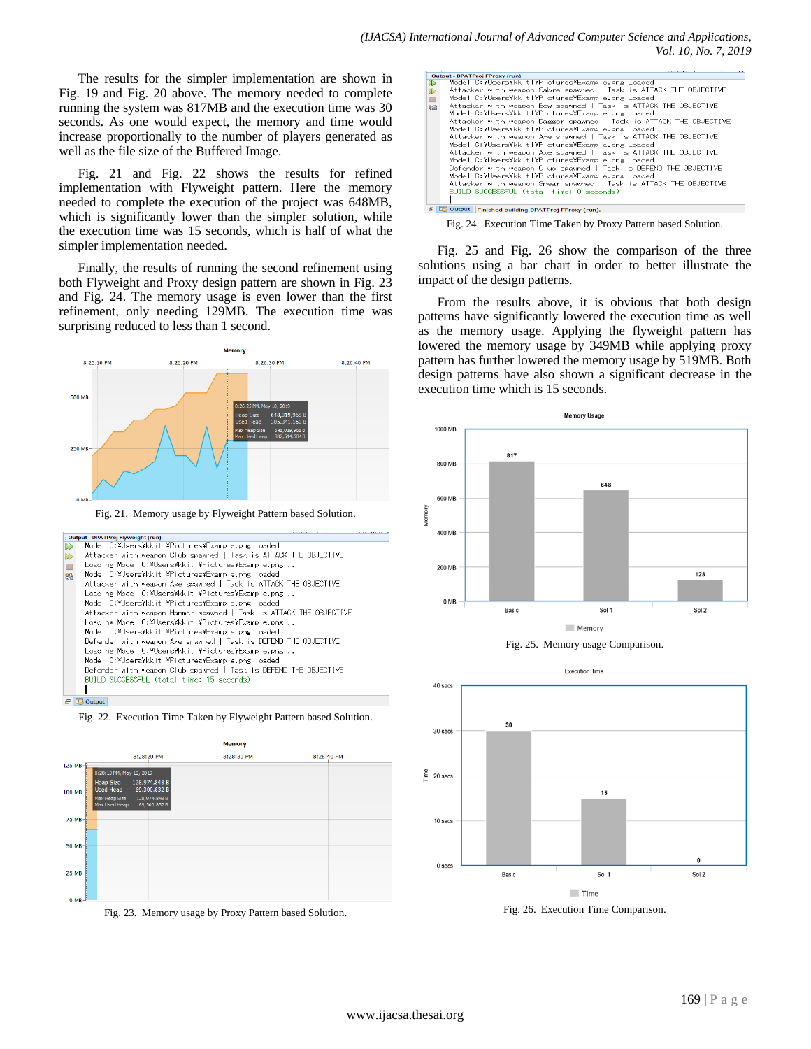The results for the simpler implementation are shown in Fig. 19 and Fig. 20 above. The memory needed to complete running the system was 817MB and the execution time was 30 seconds. As one would expect, the memory and time would increase proportionally to the number of players generated as well as the file size of the Buffered Image.

Fig. 21 and Fig. 22 shows the results for refined implementation with Flyweight pattern. Here the memory needed to complete the execution of the project was 648MB, which is significantly lower than the simpler solution, while the execution time was 15 seconds, which is half of what the simpler implementation needed.

Finally, the results of running the second refinement using both Flyweight and Proxy design pattern are shown in Fig. 23 and Fig. 24. The memory usage is even lower than the first refinement, only needing 129MB. The execution time was surprising reduced to less than 1 second.

Fig. 21. Memory usage by Flyweight Pattern based Solution.

Fig. 22. Execution Time Taken by Flyweight Pattern based Solution.

Fig. 23. Memory usage by Proxy Pattern based Solution.

Fig. 24. Execution Time Taken by Proxy Pattern based Solution.

Fig. 25 and Fig. 26 show the comparison of the three solutions using a bar chart in order to better illustrate the impact of the design patterns.

From the results above, it is obvious that both design patterns have significantly lowered the execution time as well as the memory usage. Applying the flyweight pattern has lowered the memory usage by 349MB while applying proxy pattern has further lowered the memory usage by 519MB. Both design patterns have also shown a significant decrease in the execution time which is 15 seconds.

Fig. 25. Memory usage Comparison.

Fig. 26. Execution Time Comparison.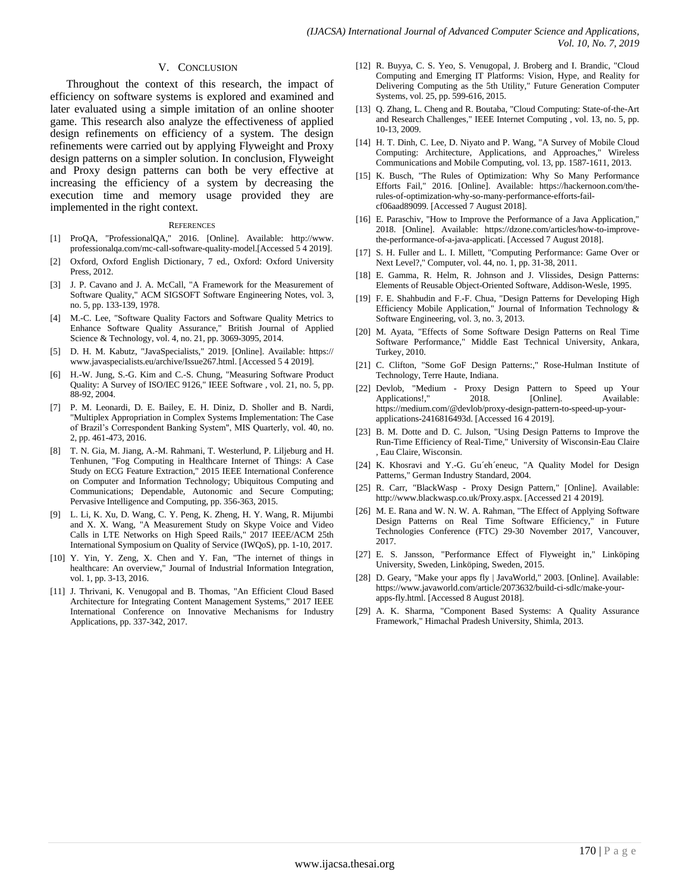## V. Conclusion

Throughout the context of this research, the impact of efficiency on software systems is explored and examined and later evaluated using a simple imitation of an online shooter game. This research also analyze the effectiveness of applied design refinements on efficiency of a system. The design refinements were carried out by applying Flyweight and Proxy design patterns on a simpler solution. In conclusion, Flyweight and Proxy design patterns can both be very effective at increasing the efficiency of a system by decreasing the execution time and memory usage provided they are implemented in the right context.

## References

[1] ProQA, "ProfessionalQA," 2016. [Online]. Available: http://www.professionalqa.com/mc-call-software-quality-model.[Accessed 5 4 2019].

[2] Oxford, Oxford English Dictionary, 7 ed., Oxford: Oxford University Press, 2012.

[3] J. P. Cavano and J. A. McCall, "A Framework for the Measurement of Software Quality," ACM SIGSOFT Software Engineering Notes, vol. 3, no. 5, pp. 133-139, 1978.

[4] M.-C. Lee, "Software Quality Factors and Software Quality Metrics to Enhance Software Quality Assurance," British Journal of Applied Science & Technology, vol. 4, no. 21, pp. 3069-3095, 2014.

[5] D. H. M. Kabutz, "JavaSpecialists," 2019. [Online]. Available: https://www.javaspecialists.eu/archive/Issue267.html. [Accessed 5 4 2019].

[6] H.-W. Jung, S.-G. Kim and C.-S. Chung, "Measuring Software Product Quality: A Survey of ISO/IEC 9126," IEEE Software , vol. 21, no. 5, pp. 88-92, 2004.

[7] P. M. Leonardi, D. E. Bailey, E. H. Diniz, D. Sholler and B. Nardi, "Multiplex Appropriation in Complex Systems Implementation: The Case of Brazil's Correspondent Banking System", MIS Quarterly, vol. 40, no. 2, pp. 461-473, 2016.

[8] T. N. Gia, M. Jiang, A.-M. Rahmani, T. Westerlund, P. Liljeburg and H. Tenhunen, "Fog Computing in Healthcare Internet of Things: A Case Study on ECG Feature Extraction," 2015 IEEE International Conference on Computer and Information Technology; Ubiquitous Computing and Communications; Dependable, Autonomic and Secure Computing; Pervasive Intelligence and Computing, pp. 356-363, 2015.

[9] L. Li, K. Xu, D. Wang, C. Y. Peng, K. Zheng, H. Y. Wang, R. Mijumbi and X. X. Wang, "A Measurement Study on Skype Voice and Video Calls in LTE Networks on High Speed Rails," 2017 IEEE/ACM 25th International Symposium on Quality of Service (IWQoS), pp. 1-10, 2017.

[10] Y. Yin, Y. Zeng, X. Chen and Y. Fan, "The internet of things in healthcare: An overview," Journal of Industrial Information Integration, vol. 1, pp. 3-13, 2016.

[11] J. Thrivani, K. Venugopal and B. Thomas, "An Efficient Cloud Based Architecture for Integrating Content Management Systems," 2017 IEEE International Conference on Innovative Mechanisms for Industry Applications, pp. 337-342, 2017.

[12] R. Buyya, C. S. Yeo, S. Venugopal, J. Broberg and I. Brandic, "Cloud Computing and Emerging IT Platforms: Vision, Hype, and Reality for Delivering Computing as the 5th Utility," Future Generation Computer Systems, vol. 25, pp. 599-616, 2015.

[13] Q. Zhang, L. Cheng and R. Boutaba, "Cloud Computing: State-of-the-Art and Research Challenges," IEEE Internet Computing , vol. 13, no. 5, pp. 10-13, 2009.

[14] H. T. Dinh, C. Lee, D. Niyato and P. Wang, "A Survey of Mobile Cloud Computing: Architecture, Applications, and Approaches," Wireless Communications and Mobile Computing, vol. 13, pp. 1587-1611, 2013.

[15] K. Busch, "The Rules of Optimization: Why So Many Performance Efforts Fail," 2016. [Online]. Available: https://hackernoon.com/the-rules-of-optimization-why-so-many-performance-efforts-fail-cf06aad89099. [Accessed 7 August 2018].

[16] E. Paraschiv, "How to Improve the Performance of a Java Application," 2018. [Online]. Available: https://dzone.com/articles/how-to-improve-the-performance-of-a-java-applicati. [Accessed 7 August 2018].

[17] S. H. Fuller and L. I. Millett, "Computing Performance: Game Over or Next Level?," Computer, vol. 44, no. 1, pp. 31-38, 2011.

[18] E. Gamma, R. Helm, R. Johnson and J. Vlissides, Design Patterns: Elements of Reusable Object-Oriented Software, Addison-Wesle, 1995.

[19] F. E. Shahbudin and F.-F. Chua, "Design Patterns for Developing High Efficiency Mobile Application," Journal of Information Technology & Software Engineering, vol. 3, no. 3, 2013.

[20] M. Ayata, "Effects of Some Software Design Patterns on Real Time Software Performance," Middle East Technical University, Ankara, Turkey, 2010.

[21] C. Clifton, "Some GoF Design Patterns:," Rose-Hulman Institute of Technology, Terre Haute, Indiana.

[22] Devlob, "Medium - Proxy Design Pattern to Speed up Your Applications!," 2018. [Online]. Available: https://medium.com/@devlob/proxy-design-pattern-to-speed-up-your-applications-2416816493d. [Accessed 16 4 2019].

[23] B. M. Dotte and D. C. Julson, "Using Design Patterns to Improve the Run-Time Efficiency of Real-Time," University of Wisconsin-Eau Claire , Eau Claire, Wisconsin.

[24] K. Khosravi and Y.-G. Gu´eh´eneuc, "A Quality Model for Design Patterns," German Industry Standard, 2004.

[25] R. Carr, "BlackWasp - Proxy Design Pattern," [Online]. Available: http://www.blackwasp.co.uk/Proxy.aspx. [Accessed 21 4 2019].

[26] M. E. Rana and W. N. W. A. Rahman, "The Effect of Applying Software Design Patterns on Real Time Software Efficiency," in Future Technologies Conference (FTC) 29-30 November 2017, Vancouver, 2017.

[27] E. S. Jansson, "Performance Effect of Flyweight in," Linköping University, Sweden, Linköping, Sweden, 2015.

[28] D. Geary, "Make your apps fly | JavaWorld," 2003. [Online]. Available: https://www.javaworld.com/article/2073632/build-ci-sdlc/make-your-apps-fly.html. [Accessed 8 August 2018].

[29] A. K. Sharma, "Component Based Systems: A Quality Assurance Framework," Himachal Pradesh University, Shimla, 2013.